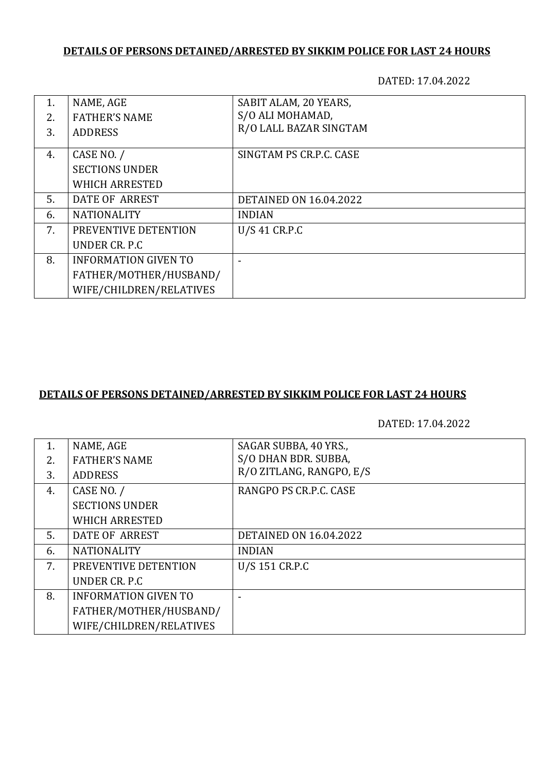**DETAILS OF PERSONS DETAINED/ARRESTED BY SIKKIM POLICE FOR LAST 24 HOURS**

DATED: 17.04.2022

| | | |
|---|---|---|
| 1.<br>2.<br>3. | NAME, AGE<br>FATHER'S NAME<br>ADDRESS | SABIT ALAM, 20 YEARS,<br>S/O ALI MOHAMAD,<br>R/O LALL BAZAR SINGTAM |
| 4. | CASE NO. /<br>SECTIONS UNDER<br>WHICH ARRESTED | SINGTAM PS CR.P.C. CASE |
| 5. | DATE OF ARREST | DETAINED ON 16.04.2022 |
| 6. | NATIONALITY | INDIAN |
| 7. | PREVENTIVE DETENTION<br>UNDER CR. P.C | U/S 41 CR.P.C |
| 8. | INFORMATION GIVEN TO<br>FATHER/MOTHER/HUSBAND/<br>WIFE/CHILDREN/RELATIVES | - |

**DETAILS OF PERSONS DETAINED/ARRESTED BY SIKKIM POLICE FOR LAST 24 HOURS**

DATED: 17.04.2022

| | | |
|---|---|---|
| 1.<br>2.<br>3. | NAME, AGE<br>FATHER'S NAME<br>ADDRESS | SAGAR SUBBA, 40 YRS.,<br>S/O DHAN BDR. SUBBA,<br>R/O ZITLANG, RANGPO, E/S |
| 4. | CASE NO. /<br>SECTIONS UNDER<br>WHICH ARRESTED | RANGPO PS CR.P.C. CASE |
| 5. | DATE OF ARREST | DETAINED ON 16.04.2022 |
| 6. | NATIONALITY | INDIAN |
| 7. | PREVENTIVE DETENTION<br>UNDER CR. P.C | U/S 151 CR.P.C |
| 8. | INFORMATION GIVEN TO<br>FATHER/MOTHER/HUSBAND/<br>WIFE/CHILDREN/RELATIVES | - |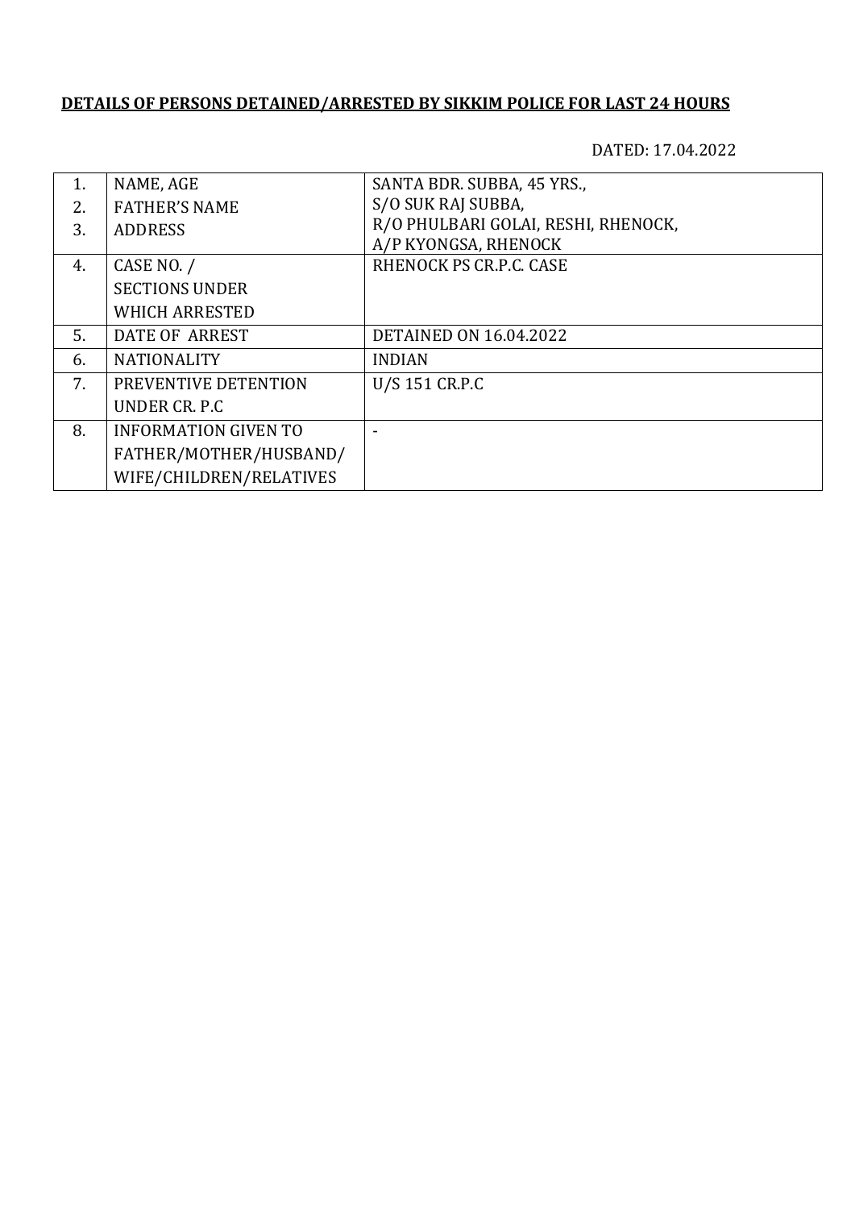**DETAILS OF PERSONS DETAINED/ARRESTED BY SIKKIM POLICE FOR LAST 24 HOURS**

DATED: 17.04.2022

| | | |
|---|---|---|
| 1.<br>2.<br>3. | NAME, AGE<br>FATHER'S NAME<br>ADDRESS | SANTA BDR. SUBBA, 45 YRS.,<br>S/O SUK RAJ SUBBA,<br>R/O PHULBARI GOLAI, RESHI, RHENOCK,<br>A/P KYONGSA, RHENOCK |
| 4. | CASE NO. /<br>SECTIONS UNDER<br>WHICH ARRESTED | RHENOCK PS CR.P.C. CASE |
| 5. | DATE OF ARREST | DETAINED ON 16.04.2022 |
| 6. | NATIONALITY | INDIAN |
| 7. | PREVENTIVE DETENTION<br>UNDER CR. P.C | U/S 151 CR.P.C |
| 8. | INFORMATION GIVEN TO<br>FATHER/MOTHER/HUSBAND/<br>WIFE/CHILDREN/RELATIVES | - |